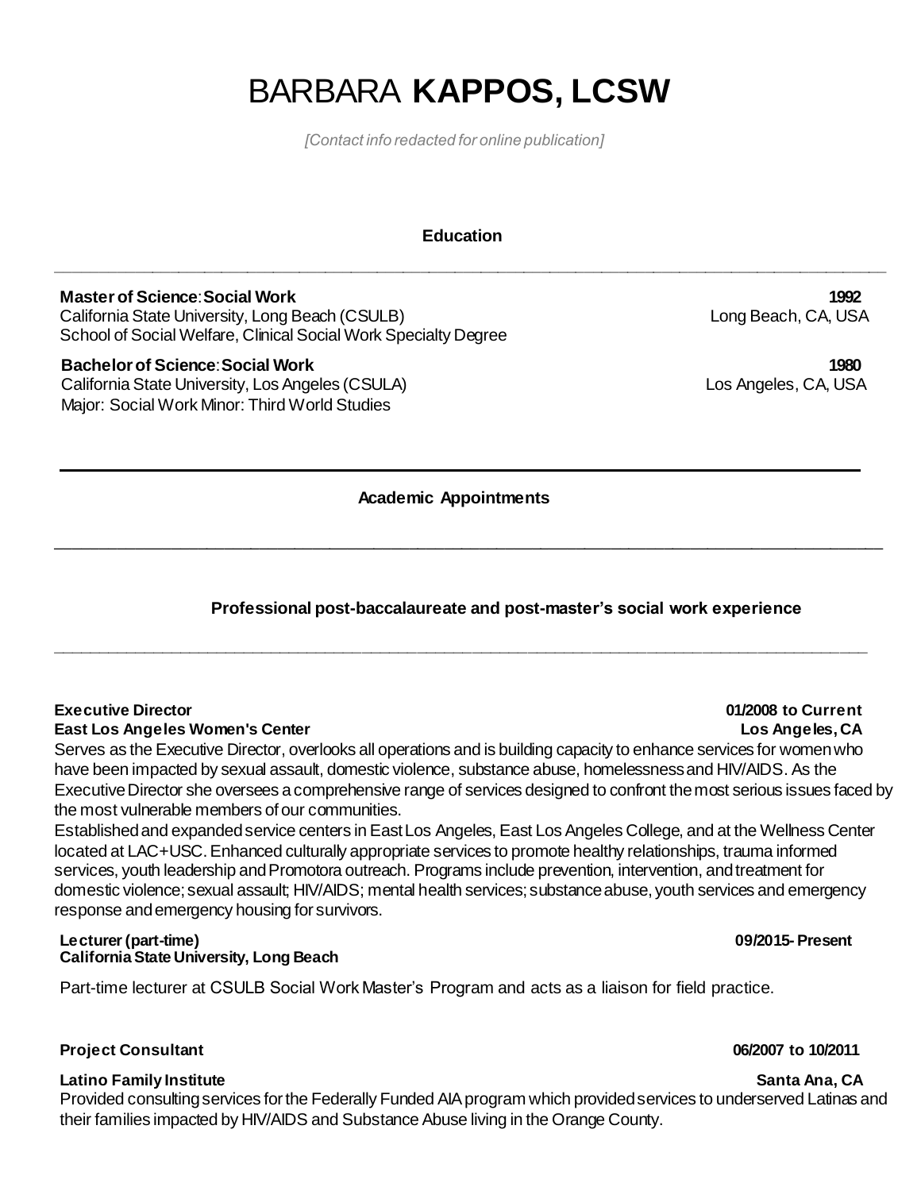# BARBARA **KAPPOS, LCSW**

*[Contact info redacted for online publication]*

## Education

**Master of Science: Social Work** — **1992**
California State University, Long Beach (CSULB) — Long Beach, CA, USA
School of Social Welfare, Clinical Social Work Specialty Degree

**Bachelor of Science: Social Work** — **1980**
California State University, Los Angeles (CSULA) — Los Angeles, CA, USA
Major: Social Work Minor: Third World Studies

## Academic Appointments

## Professional post-baccalaureate and post-master's social work experience

**Executive Director** — **01/2008 to Current**
**East Los Angeles Women's Center** — **Los Angeles, CA**

Serves as the Executive Director, overlooks all operations and is building capacity to enhance services for women who have been impacted by sexual assault, domestic violence, substance abuse, homelessness and HIV/AIDS. As the Executive Director she oversees a comprehensive range of services designed to confront the most serious issues faced by the most vulnerable members of our communities.

Established and expanded service centers in East Los Angeles, East Los Angeles College, and at the Wellness Center located at LAC+USC. Enhanced culturally appropriate services to promote healthy relationships, trauma informed services, youth leadership and Promotora outreach. Programs include prevention, intervention, and treatment for domestic violence; sexual assault; HIV/AIDS; mental health services; substance abuse, youth services and emergency response and emergency housing for survivors.

**Lecturer (part-time)** — **09/2015- Present**
**California State University, Long Beach**

Part-time lecturer at CSULB Social Work Master's Program and acts as a liaison for field practice.

**Project Consultant** — **06/2007 to 10/2011**
**Latino Family Institute** — **Santa Ana, CA**

Provided consulting services for the Federally Funded AIA program which provided services to underserved Latinas and their families impacted by HIV/AIDS and Substance Abuse living in the Orange County.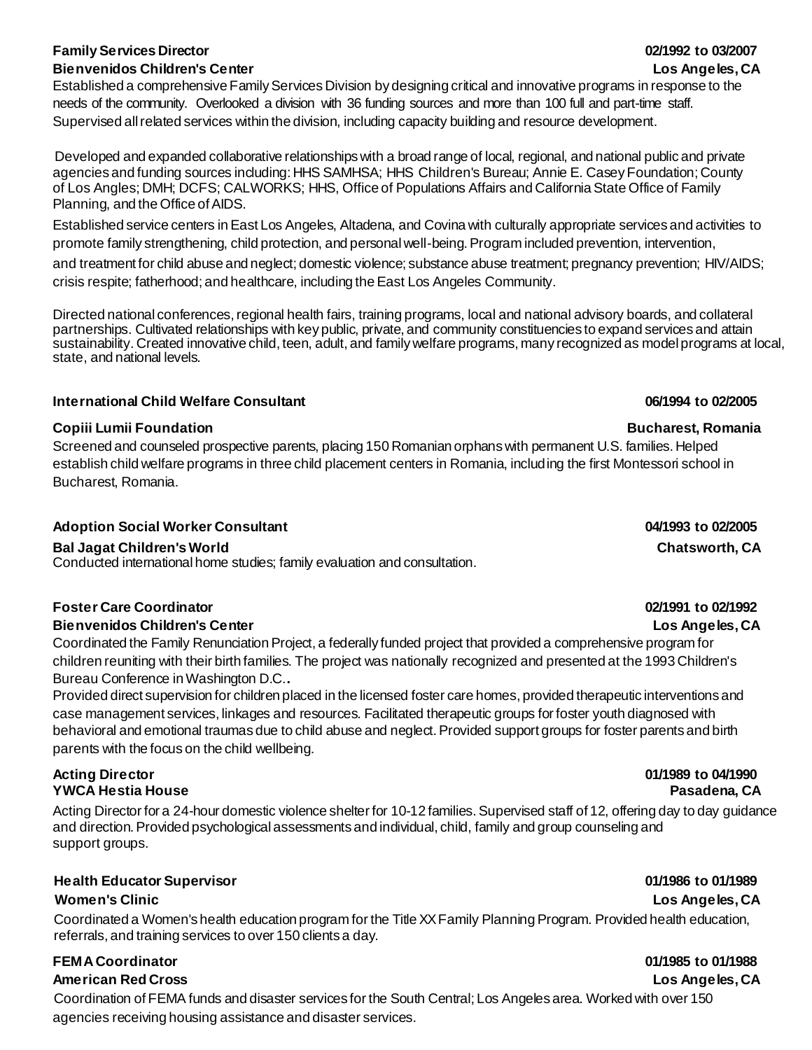**Family Services Director** 02/1992 to 03/2007
**Bienvenidos Children's Center** Los Angeles, CA

Established a comprehensive Family Services Division by designing critical and innovative programs in response to the needs of the community. Overlooked a division with 36 funding sources and more than 100 full and part-time staff. Supervised all related services within the division, including capacity building and resource development.

Developed and expanded collaborative relationships with a broad range of local, regional, and national public and private agencies and funding sources including: HHS SAMHSA; HHS Children's Bureau; Annie E. Casey Foundation; County of Los Angles; DMH; DCFS; CALWORKS; HHS, Office of Populations Affairs and California State Office of Family Planning, and the Office of AIDS.

Established service centers in East Los Angeles, Altadena, and Covina with culturally appropriate services and activities to promote family strengthening, child protection, and personal well-being. Program included prevention, intervention, and treatment for child abuse and neglect; domestic violence; substance abuse treatment; pregnancy prevention; HIV/AIDS; crisis respite; fatherhood; and healthcare, including the East Los Angeles Community.

Directed national conferences, regional health fairs, training programs, local and national advisory boards, and collateral partnerships. Cultivated relationships with key public, private, and community constituencies to expand services and attain sustainability. Created innovative child, teen, adult, and family welfare programs, many recognized as model programs at local, state, and national levels.

**International Child Welfare Consultant** 06/1994 to 02/2005

**Copiii Lumii Foundation** Bucharest, Romania

Screened and counseled prospective parents, placing 150 Romanian orphans with permanent U.S. families. Helped establish child welfare programs in three child placement centers in Romania, including the first Montessori school in Bucharest, Romania.

**Adoption Social Worker Consultant** 04/1993 to 02/2005

**Bal Jagat Children's World** Chatsworth, CA

Conducted international home studies; family evaluation and consultation.

**Foster Care Coordinator** 02/1991 to 02/1992
**Bienvenidos Children's Center** Los Angeles, CA

Coordinated the Family Renunciation Project, a federally funded project that provided a comprehensive program for children reuniting with their birth families. The project was nationally recognized and presented at the 1993 Children's Bureau Conference in Washington D.C..

Provided direct supervision for children placed in the licensed foster care homes, provided therapeutic interventions and case management services, linkages and resources. Facilitated therapeutic groups for foster youth diagnosed with behavioral and emotional traumas due to child abuse and neglect. Provided support groups for foster parents and birth parents with the focus on the child wellbeing.

**Acting Director** 01/1989 to 04/1990
**YWCA Hestia House** Pasadena, CA

Acting Director for a 24-hour domestic violence shelter for 10-12 families. Supervised staff of 12, offering day to day guidance and direction. Provided psychological assessments and individual, child, family and group counseling and support groups.

**Health Educator Supervisor** 01/1986 to 01/1989

**Women's Clinic** Los Angeles, CA

Coordinated a Women's health education program for the Title XX Family Planning Program. Provided health education, referrals, and training services to over 150 clients a day.

**FEMA Coordinator** 01/1985 to 01/1988

**American Red Cross** Los Angeles, CA

Coordination of FEMA funds and disaster services for the South Central; Los Angeles area. Worked with over 150 agencies receiving housing assistance and disaster services.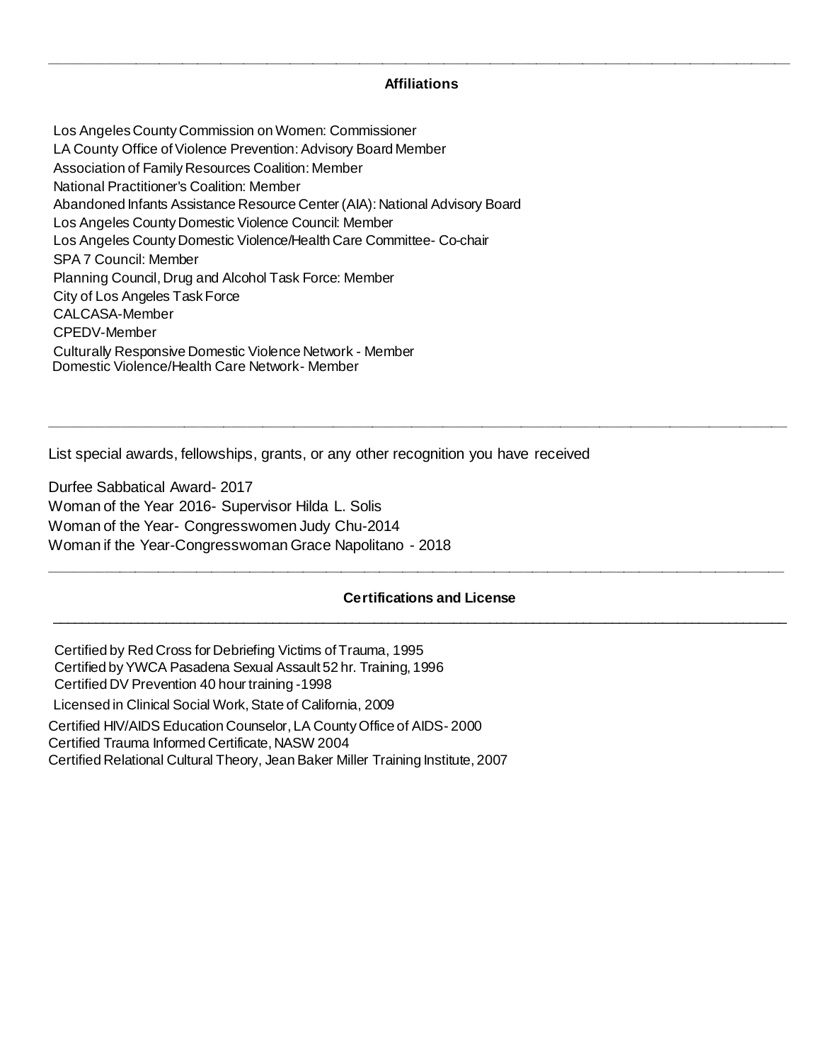## Affiliations

Los Angeles County Commission on Women: Commissioner
LA County Office of Violence Prevention: Advisory Board Member
Association of Family Resources Coalition: Member
National Practitioner's Coalition: Member
Abandoned Infants Assistance Resource Center (AIA): National Advisory Board
Los Angeles County Domestic Violence Council: Member
Los Angeles County Domestic Violence/Health Care Committee- Co-chair
SPA 7 Council: Member
Planning Council, Drug and Alcohol Task Force: Member
City of Los Angeles Task Force
CALCASA-Member
CPEDV-Member
Culturally Responsive Domestic Violence Network - Member
Domestic Violence/Health Care Network- Member

---

List special awards, fellowships, grants, or any other recognition you have received

Durfee Sabbatical Award- 2017
Woman of the Year 2016- Supervisor Hilda L. Solis
Woman of the Year- Congresswomen Judy Chu-2014
Woman if the Year-Congresswoman Grace Napolitano - 2018

---

## Certifications and License

Certified by Red Cross for Debriefing Victims of Trauma, 1995
Certified by YWCA Pasadena Sexual Assault 52 hr. Training, 1996
Certified DV Prevention 40 hour training -1998
Licensed in Clinical Social Work, State of California, 2009
Certified HIV/AIDS Education Counselor, LA County Office of AIDS- 2000
Certified Trauma Informed Certificate, NASW 2004
Certified Relational Cultural Theory, Jean Baker Miller Training Institute, 2007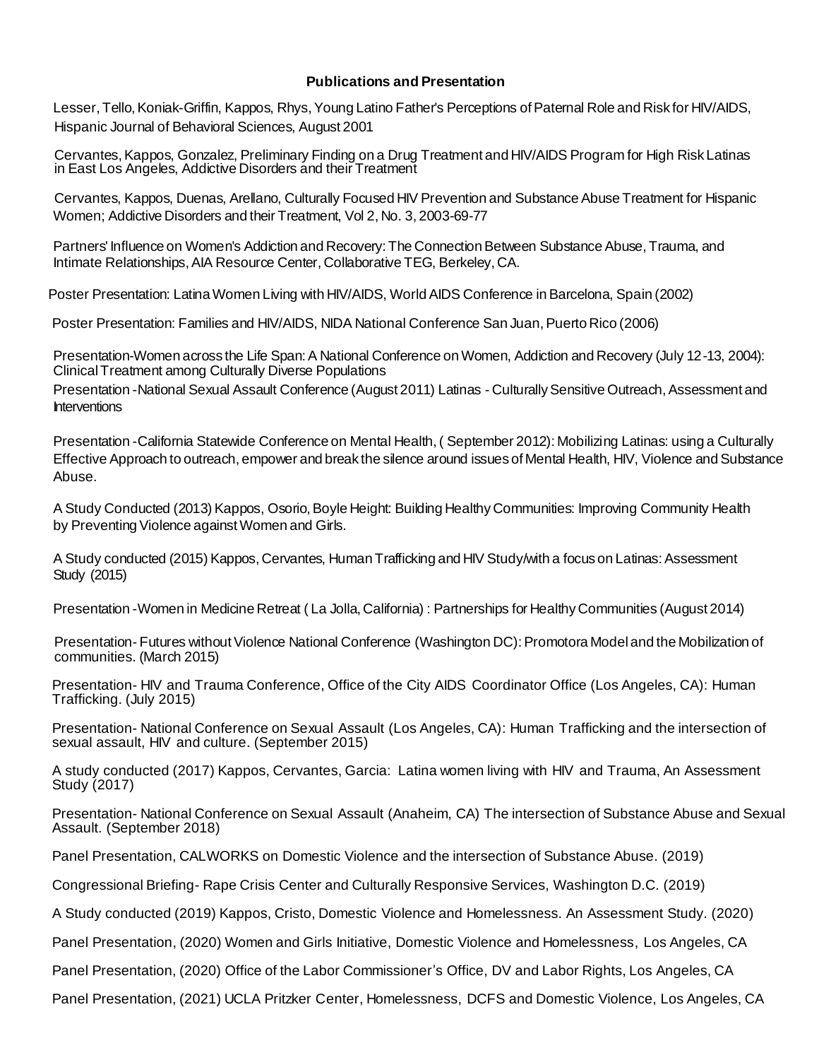**Publications and Presentation**

Lesser, Tello, Koniak-Griffin, Kappos, Rhys, Young Latino Father's Perceptions of Paternal Role and Risk for HIV/AIDS, Hispanic Journal of Behavioral Sciences, August 2001

Cervantes, Kappos, Gonzalez, Preliminary Finding on a Drug Treatment and HIV/AIDS Program for High Risk Latinas in East Los Angeles, Addictive Disorders and their Treatment

Cervantes, Kappos, Duenas, Arellano, Culturally Focused HIV Prevention and Substance Abuse Treatment for Hispanic Women; Addictive Disorders and their Treatment, Vol 2, No. 3, 2003-69-77

Partners' Influence on Women's Addiction and Recovery: The Connection Between Substance Abuse, Trauma, and Intimate Relationships, AIA Resource Center, Collaborative TEG, Berkeley, CA.

Poster Presentation: Latina Women Living with HIV/AIDS, World AIDS Conference in Barcelona, Spain (2002)

Poster Presentation: Families and HIV/AIDS, NIDA National Conference San Juan, Puerto Rico (2006)

Presentation-Women across the Life Span: A National Conference on Women, Addiction and Recovery (July 12-13, 2004): Clinical Treatment among Culturally Diverse Populations

Presentation -National Sexual Assault Conference (August 2011) Latinas - Culturally Sensitive Outreach, Assessment and Interventions

Presentation -California Statewide Conference on Mental Health, ( September 2012): Mobilizing Latinas: using a Culturally Effective Approach to outreach, empower and break the silence around issues of Mental Health, HIV, Violence and Substance Abuse.

A Study Conducted (2013) Kappos, Osorio, Boyle Height: Building Healthy Communities: Improving Community Health by Preventing Violence against Women and Girls.

A Study conducted (2015) Kappos, Cervantes, Human Trafficking and HIV Study/with a focus on Latinas: Assessment Study (2015)

Presentation -Women in Medicine Retreat ( La Jolla, California) : Partnerships for Healthy Communities (August 2014)

Presentation- Futures without Violence National Conference (Washington DC): Promotora Model and the Mobilization of communities. (March 2015)

Presentation- HIV and Trauma Conference, Office of the City AIDS Coordinator Office (Los Angeles, CA): Human Trafficking. (July 2015)

Presentation- National Conference on Sexual Assault (Los Angeles, CA): Human Trafficking and the intersection of sexual assault, HIV and culture. (September 2015)

A study conducted (2017) Kappos, Cervantes, Garcia: Latina women living with HIV and Trauma, An Assessment Study (2017)

Presentation- National Conference on Sexual Assault (Anaheim, CA) The intersection of Substance Abuse and Sexual Assault. (September 2018)

Panel Presentation, CALWORKS on Domestic Violence and the intersection of Substance Abuse. (2019)

Congressional Briefing- Rape Crisis Center and Culturally Responsive Services, Washington D.C. (2019)

A Study conducted (2019) Kappos, Cristo, Domestic Violence and Homelessness. An Assessment Study. (2020)

Panel Presentation, (2020) Women and Girls Initiative, Domestic Violence and Homelessness, Los Angeles, CA

Panel Presentation, (2020) Office of the Labor Commissioner's Office, DV and Labor Rights, Los Angeles, CA

Panel Presentation, (2021) UCLA Pritzker Center, Homelessness, DCFS and Domestic Violence, Los Angeles, CA